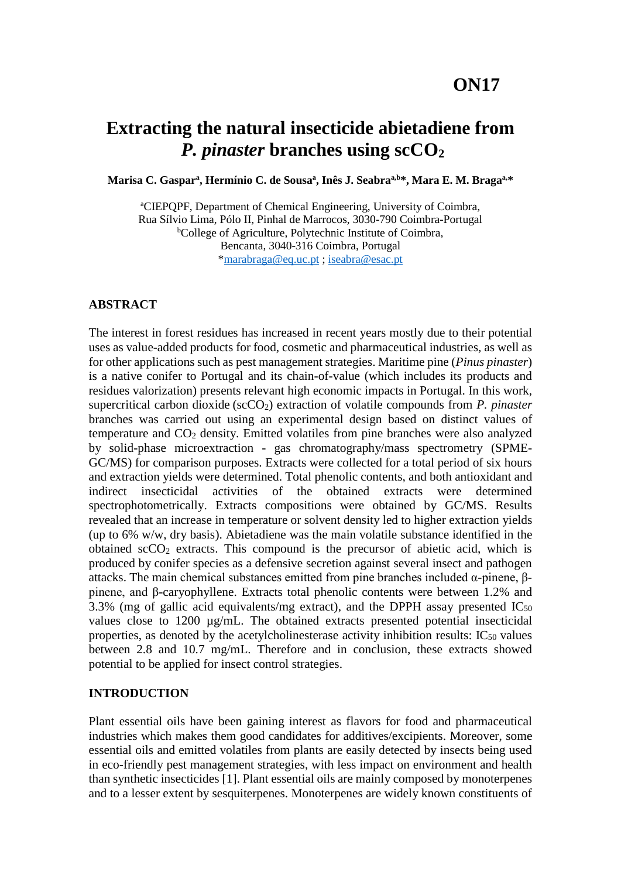**ON17**

# Extracting the natural insecticide abietadiene from *P. pinaster* branches using $scCO_2$

**Marisa C. Gaspar[a], Hermínio C. de Sousa[a], Inês J. Seabra[a,b]*, Mara E. M. Braga[a,]***

[a]CIEPQPF, Department of Chemical Engineering, University of Coimbra, Rua Sílvio Lima, Pólo II, Pinhal de Marrocos, 3030-790 Coimbra-Portugal
[b]College of Agriculture, Polytechnic Institute of Coimbra, Bencanta, 3040-316 Coimbra, Portugal
*marabraga@eq.uc.pt ; iseabra@esac.pt

## ABSTRACT

The interest in forest residues has increased in recent years mostly due to their potential uses as value-added products for food, cosmetic and pharmaceutical industries, as well as for other applications such as pest management strategies. Maritime pine (*Pinus pinaster*) is a native conifer to Portugal and its chain-of-value (which includes its products and residues valorization) presents relevant high economic impacts in Portugal. In this work, supercritical carbon dioxide ($scCO_2$) extraction of volatile compounds from *P. pinaster* branches was carried out using an experimental design based on distinct values of temperature and $CO_2$ density. Emitted volatiles from pine branches were also analyzed by solid-phase microextraction - gas chromatography/mass spectrometry (SPME-GC/MS) for comparison purposes. Extracts were collected for a total period of six hours and extraction yields were determined. Total phenolic contents, and both antioxidant and indirect insecticidal activities of the obtained extracts were determined spectrophotometrically. Extracts compositions were obtained by GC/MS. Results revealed that an increase in temperature or solvent density led to higher extraction yields (up to 6% w/w, dry basis). Abietadiene was the main volatile substance identified in the obtained $scCO_2$ extracts. This compound is the precursor of abietic acid, which is produced by conifer species as a defensive secretion against several insect and pathogen attacks. The main chemical substances emitted from pine branches included α-pinene, β-pinene, and β-caryophyllene. Extracts total phenolic contents were between 1.2% and 3.3% (mg of gallic acid equivalents/mg extract), and the DPPH assay presented $IC_{50}$ values close to 1200 µg/mL. The obtained extracts presented potential insecticidal properties, as denoted by the acetylcholinesterase activity inhibition results: $IC_{50}$ values between 2.8 and 10.7 mg/mL. Therefore and in conclusion, these extracts showed potential to be applied for insect control strategies.

## INTRODUCTION

Plant essential oils have been gaining interest as flavors for food and pharmaceutical industries which makes them good candidates for additives/excipients. Moreover, some essential oils and emitted volatiles from plants are easily detected by insects being used in eco-friendly pest management strategies, with less impact on environment and health than synthetic insecticides [1]. Plant essential oils are mainly composed by monoterpenes and to a lesser extent by sesquiterpenes. Monoterpenes are widely known constituents of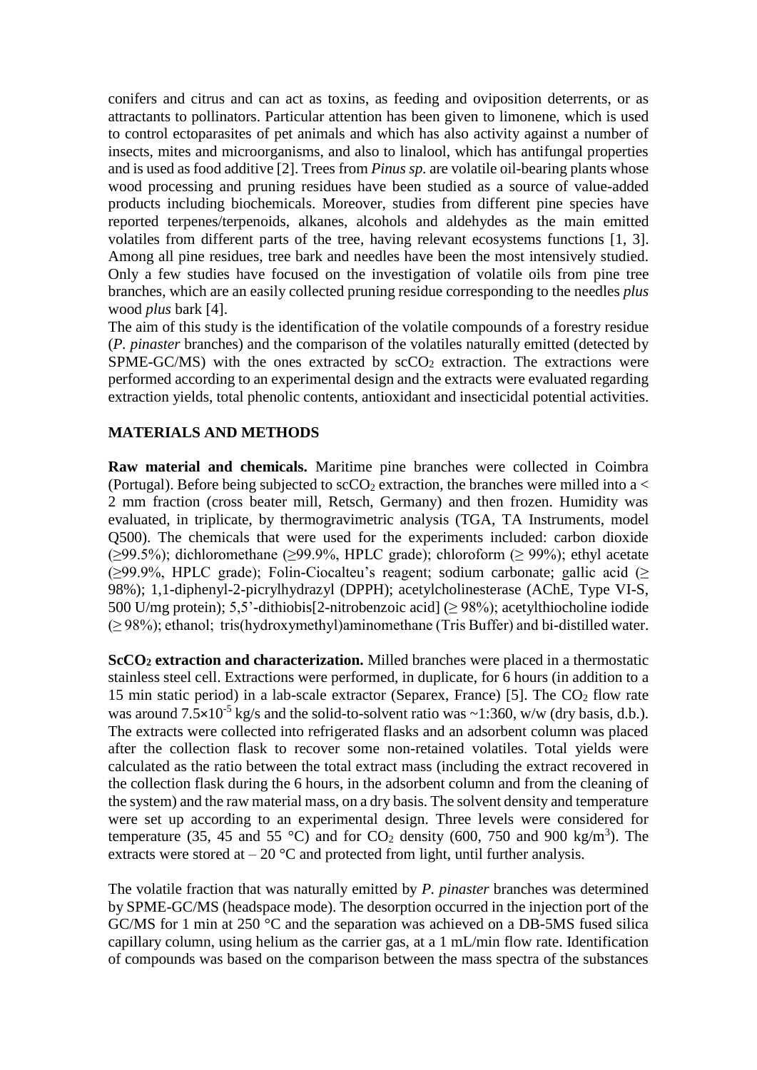conifers and citrus and can act as toxins, as feeding and oviposition deterrents, or as attractants to pollinators. Particular attention has been given to limonene, which is used to control ectoparasites of pet animals and which has also activity against a number of insects, mites and microorganisms, and also to linalool, which has antifungal properties and is used as food additive [2]. Trees from *Pinus sp.* are volatile oil-bearing plants whose wood processing and pruning residues have been studied as a source of value-added products including biochemicals. Moreover, studies from different pine species have reported terpenes/terpenoids, alkanes, alcohols and aldehydes as the main emitted volatiles from different parts of the tree, having relevant ecosystems functions [1, 3]. Among all pine residues, tree bark and needles have been the most intensively studied. Only a few studies have focused on the investigation of volatile oils from pine tree branches, which are an easily collected pruning residue corresponding to the needles *plus* wood *plus* bark [4].

The aim of this study is the identification of the volatile compounds of a forestry residue (*P. pinaster* branches) and the comparison of the volatiles naturally emitted (detected by SPME-GC/MS) with the ones extracted by $scCO_2$ extraction. The extractions were performed according to an experimental design and the extracts were evaluated regarding extraction yields, total phenolic contents, antioxidant and insecticidal potential activities.

## MATERIALS AND METHODS

**Raw material and chemicals.** Maritime pine branches were collected in Coimbra (Portugal). Before being subjected to $scCO_2$ extraction, the branches were milled into a < 2 mm fraction (cross beater mill, Retsch, Germany) and then frozen. Humidity was evaluated, in triplicate, by thermogravimetric analysis (TGA, TA Instruments, model Q500). The chemicals that were used for the experiments included: carbon dioxide (≥99.5%); dichloromethane (≥99.9%, HPLC grade); chloroform (≥ 99%); ethyl acetate (≥99.9%, HPLC grade); Folin-Ciocalteu's reagent; sodium carbonate; gallic acid (≥ 98%); 1,1-diphenyl-2-picrylhydrazyl (DPPH); acetylcholinesterase (AChE, Type VI-S, 500 U/mg protein); 5,5'-dithiobis[2-nitrobenzoic acid] (≥ 98%); acetylthiocholine iodide (≥ 98%); ethanol; tris(hydroxymethyl)aminomethane (Tris Buffer) and bi-distilled water.

**$ScCO_2$ extraction and characterization.** Milled branches were placed in a thermostatic stainless steel cell. Extractions were performed, in duplicate, for 6 hours (in addition to a 15 min static period) in a lab-scale extractor (Separex, France) [5]. The $CO_2$ flow rate was around $7.5\times10^{-5}$ kg/s and the solid-to-solvent ratio was ~1:360, w/w (dry basis, d.b.). The extracts were collected into refrigerated flasks and an adsorbent column was placed after the collection flask to recover some non-retained volatiles. Total yields were calculated as the ratio between the total extract mass (including the extract recovered in the collection flask during the 6 hours, in the adsorbent column and from the cleaning of the system) and the raw material mass, on a dry basis. The solvent density and temperature were set up according to an experimental design. Three levels were considered for temperature (35, 45 and 55 °C) and for $CO_2$ density (600, 750 and 900 kg/m$^3$). The extracts were stored at – 20 °C and protected from light, until further analysis.

The volatile fraction that was naturally emitted by *P. pinaster* branches was determined by SPME-GC/MS (headspace mode). The desorption occurred in the injection port of the GC/MS for 1 min at 250 °C and the separation was achieved on a DB-5MS fused silica capillary column, using helium as the carrier gas, at a 1 mL/min flow rate. Identification of compounds was based on the comparison between the mass spectra of the substances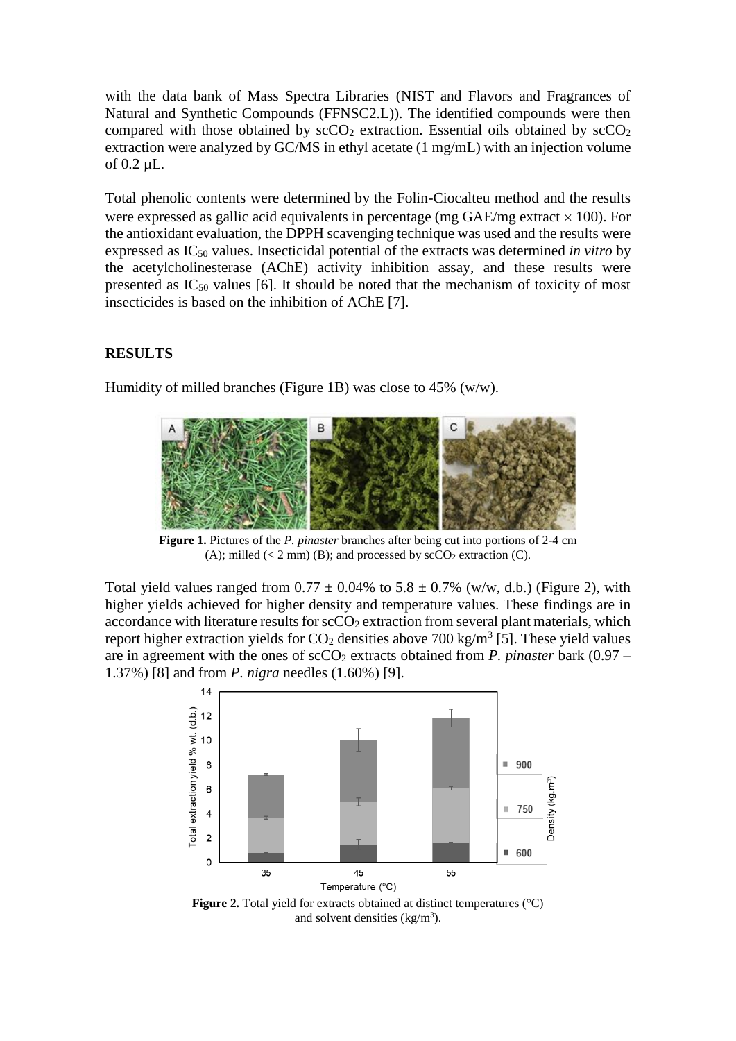with the data bank of Mass Spectra Libraries (NIST and Flavors and Fragrances of Natural and Synthetic Compounds (FFNSC2.L)). The identified compounds were then compared with those obtained by $scCO_2$ extraction. Essential oils obtained by $scCO_2$ extraction were analyzed by GC/MS in ethyl acetate (1 mg/mL) with an injection volume of 0.2 µL.

Total phenolic contents were determined by the Folin-Ciocalteu method and the results were expressed as gallic acid equivalents in percentage (mg GAE/mg extract $\times$ 100). For the antioxidant evaluation, the DPPH scavenging technique was used and the results were expressed as $IC_{50}$ values. Insecticidal potential of the extracts was determined *in vitro* by the acetylcholinesterase (AChE) activity inhibition assay, and these results were presented as $IC_{50}$ values [6]. It should be noted that the mechanism of toxicity of most insecticides is based on the inhibition of AChE [7].

## RESULTS

Humidity of milled branches (Figure 1B) was close to 45% (w/w).

**Figure 1.** Pictures of the *P. pinaster* branches after being cut into portions of 2-4 cm (A); milled (< 2 mm) (B); and processed by $scCO_2$ extraction (C).

Total yield values ranged from 0.77 ± 0.04% to 5.8 ± 0.7% (w/w, d.b.) (Figure 2), with higher yields achieved for higher density and temperature values. These findings are in accordance with literature results for $scCO_2$ extraction from several plant materials, which report higher extraction yields for $CO_2$ densities above 700 kg/m$^3$ [5]. These yield values are in agreement with the ones of $scCO_2$ extracts obtained from *P. pinaster* bark (0.97 – 1.37%) [8] and from *P. nigra* needles (1.60%) [9].

**Figure 2.** Total yield for extracts obtained at distinct temperatures (°C) and solvent densities (kg/m$^3$).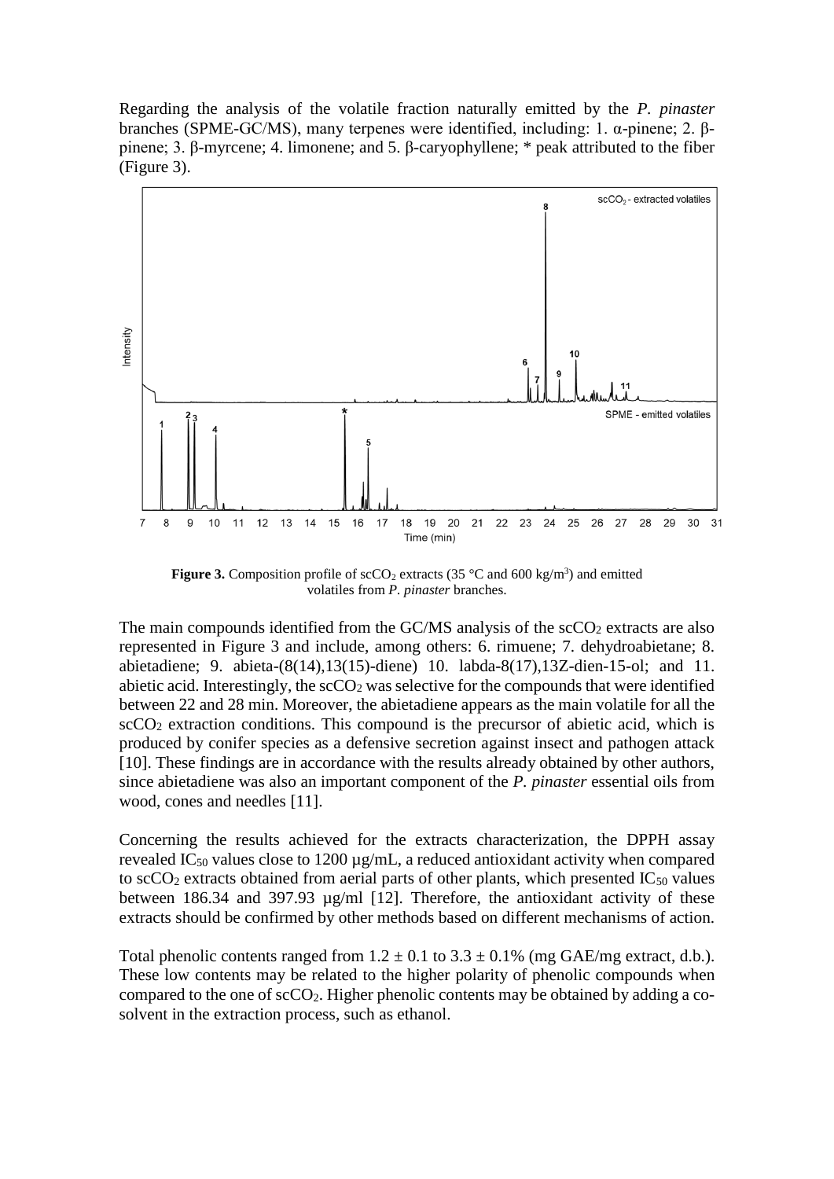Regarding the analysis of the volatile fraction naturally emitted by the *P. pinaster* branches (SPME-GC/MS), many terpenes were identified, including: 1. α-pinene; 2. β-pinene; 3. β-myrcene; 4. limonene; and 5. β-caryophyllene; * peak attributed to the fiber (Figure 3).

**Figure 3.** Composition profile of $scCO_2$ extracts (35 °C and 600 kg/m$^3$) and emitted volatiles from *P. pinaster* branches.

The main compounds identified from the GC/MS analysis of the $scCO_2$ extracts are also represented in Figure 3 and include, among others: 6. rimuene; 7. dehydroabietane; 8. abietadiene; 9. abieta-(8(14),13(15)-diene) 10. labda-8(17),13Z-dien-15-ol; and 11. abietic acid. Interestingly, the $scCO_2$ was selective for the compounds that were identified between 22 and 28 min. Moreover, the abietadiene appears as the main volatile for all the $scCO_2$ extraction conditions. This compound is the precursor of abietic acid, which is produced by conifer species as a defensive secretion against insect and pathogen attack [10]. These findings are in accordance with the results already obtained by other authors, since abietadiene was also an important component of the *P. pinaster* essential oils from wood, cones and needles [11].

Concerning the results achieved for the extracts characterization, the DPPH assay revealed $IC_{50}$ values close to 1200 µg/mL, a reduced antioxidant activity when compared to $scCO_2$ extracts obtained from aerial parts of other plants, which presented $IC_{50}$ values between 186.34 and 397.93 µg/ml [12]. Therefore, the antioxidant activity of these extracts should be confirmed by other methods based on different mechanisms of action.

Total phenolic contents ranged from $1.2 \pm 0.1$ to $3.3 \pm 0.1$% (mg GAE/mg extract, d.b.). These low contents may be related to the higher polarity of phenolic compounds when compared to the one of $scCO_2$. Higher phenolic contents may be obtained by adding a co-solvent in the extraction process, such as ethanol.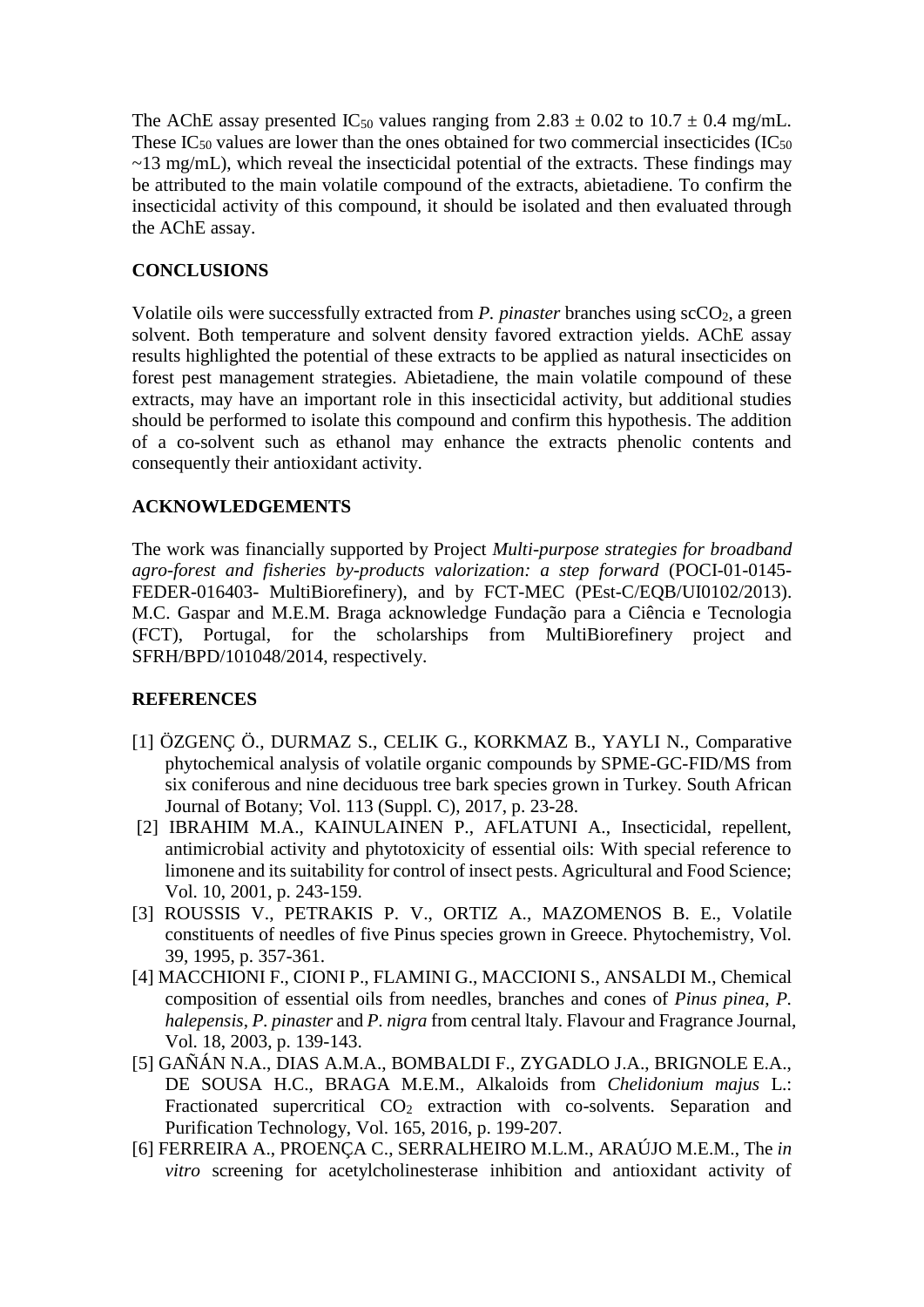The AChE assay presented $IC_{50}$ values ranging from $2.83 \pm 0.02$ to $10.7 \pm 0.4$ mg/mL. These $IC_{50}$ values are lower than the ones obtained for two commercial insecticides ($IC_{50}$ ~13 mg/mL), which reveal the insecticidal potential of the extracts. These findings may be attributed to the main volatile compound of the extracts, abietadiene. To confirm the insecticidal activity of this compound, it should be isolated and then evaluated through the AChE assay.

## CONCLUSIONS

Volatile oils were successfully extracted from *P. pinaster* branches using $scCO_2$, a green solvent. Both temperature and solvent density favored extraction yields. AChE assay results highlighted the potential of these extracts to be applied as natural insecticides on forest pest management strategies. Abietadiene, the main volatile compound of these extracts, may have an important role in this insecticidal activity, but additional studies should be performed to isolate this compound and confirm this hypothesis. The addition of a co-solvent such as ethanol may enhance the extracts phenolic contents and consequently their antioxidant activity.

## ACKNOWLEDGEMENTS

The work was financially supported by Project *Multi-purpose strategies for broadband agro-forest and fisheries by-products valorization: a step forward* (POCI-01-0145-FEDER-016403- MultiBiorefinery), and by FCT-MEC (PEst-C/EQB/UI0102/2013). M.C. Gaspar and M.E.M. Braga acknowledge Fundação para a Ciência e Tecnologia (FCT), Portugal, for the scholarships from MultiBiorefinery project and SFRH/BPD/101048/2014, respectively.

## REFERENCES

[1] ÖZGENÇ Ö., DURMAZ S., CELIK G., KORKMAZ B., YAYLI N., Comparative phytochemical analysis of volatile organic compounds by SPME-GC-FID/MS from six coniferous and nine deciduous tree bark species grown in Turkey. South African Journal of Botany; Vol. 113 (Suppl. C), 2017, p. 23-28.

[2] IBRAHIM M.A., KAINULAINEN P., AFLATUNI A., Insecticidal, repellent, antimicrobial activity and phytotoxicity of essential oils: With special reference to limonene and its suitability for control of insect pests. Agricultural and Food Science; Vol. 10, 2001, p. 243-159.

[3] ROUSSIS V., PETRAKIS P. V., ORTIZ A., MAZOMENOS B. E., Volatile constituents of needles of five Pinus species grown in Greece. Phytochemistry, Vol. 39, 1995, p. 357-361.

[4] MACCHIONI F., CIONI P., FLAMINI G., MACCIONI S., ANSALDI M., Chemical composition of essential oils from needles, branches and cones of *Pinus pinea*, *P. halepensis*, *P. pinaster* and *P. nigra* from central ltaly. Flavour and Fragrance Journal, Vol. 18, 2003, p. 139-143.

[5] GAÑÁN N.A., DIAS A.M.A., BOMBALDI F., ZYGADLO J.A., BRIGNOLE E.A., DE SOUSA H.C., BRAGA M.E.M., Alkaloids from *Chelidonium majus* L.: Fractionated supercritical $CO_2$ extraction with co-solvents. Separation and Purification Technology, Vol. 165, 2016, p. 199-207.

[6] FERREIRA A., PROENÇA C., SERRALHEIRO M.L.M., ARAÚJO M.E.M., The *in vitro* screening for acetylcholinesterase inhibition and antioxidant activity of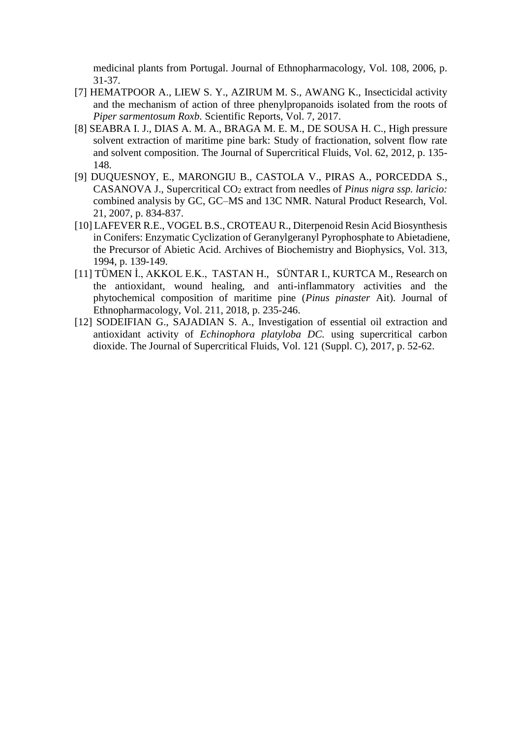medicinal plants from Portugal. Journal of Ethnopharmacology, Vol. 108, 2006, p. 31-37.

[7] HEMATPOOR A., LIEW S. Y., AZIRUM M. S., AWANG K., Insecticidal activity and the mechanism of action of three phenylpropanoids isolated from the roots of *Piper sarmentosum Roxb.* Scientific Reports, Vol. 7, 2017.

[8] SEABRA I. J., DIAS A. M. A., BRAGA M. E. M., DE SOUSA H. C., High pressure solvent extraction of maritime pine bark: Study of fractionation, solvent flow rate and solvent composition. The Journal of Supercritical Fluids, Vol. 62, 2012, p. 135-148.

[9] DUQUESNOY, E., MARONGIU B., CASTOLA V., PIRAS A., PORCEDDA S., CASANOVA J., Supercritical $CO_2$ extract from needles of *Pinus nigra ssp. laricio:* combined analysis by GC, GC–MS and 13C NMR. Natural Product Research, Vol. 21, 2007, p. 834-837.

[10] LAFEVER R.E., VOGEL B.S., CROTEAU R., Diterpenoid Resin Acid Biosynthesis in Conifers: Enzymatic Cyclization of Geranylgeranyl Pyrophosphate to Abietadiene, the Precursor of Abietic Acid. Archives of Biochemistry and Biophysics, Vol. 313, 1994, p. 139-149.

[11] TÜMEN İ., AKKOL E.K., TASTAN H., SÜNTAR I., KURTCA M., Research on the antioxidant, wound healing, and anti-inflammatory activities and the phytochemical composition of maritime pine (*Pinus pinaster* Ait). Journal of Ethnopharmacology, Vol. 211, 2018, p. 235-246.

[12] SODEIFIAN G., SAJADIAN S. A., Investigation of essential oil extraction and antioxidant activity of *Echinophora platyloba DC.* using supercritical carbon dioxide. The Journal of Supercritical Fluids, Vol. 121 (Suppl. C), 2017, p. 52-62.